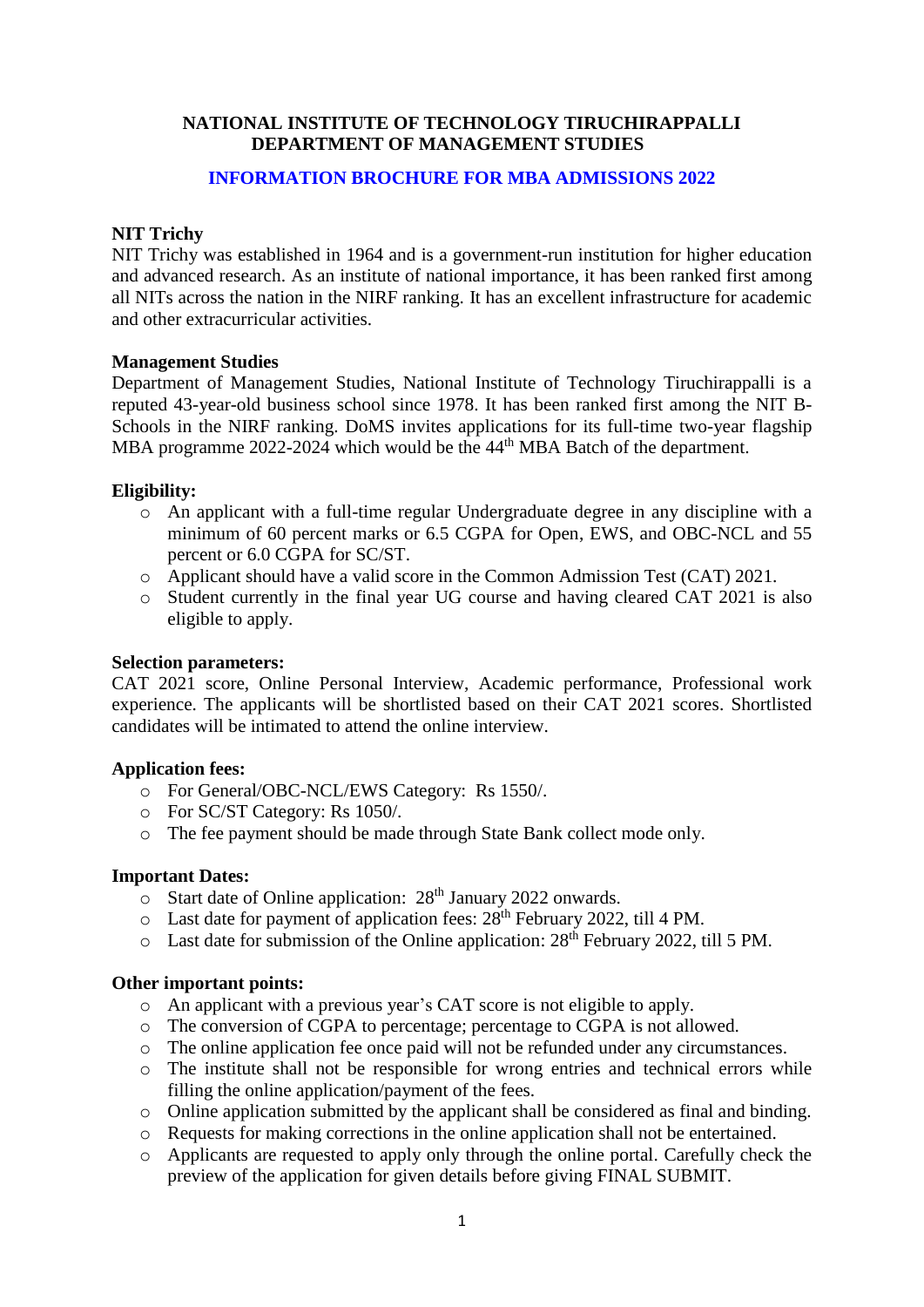# NATIONAL INSTITUTE OF TECHNOLOGY TIRUCHIRAPPALLI
# DEPARTMENT OF MANAGEMENT STUDIES

## INFORMATION BROCHURE FOR MBA ADMISSIONS 2022

**NIT Trichy**

NIT Trichy was established in 1964 and is a government-run institution for higher education and advanced research. As an institute of national importance, it has been ranked first among all NITs across the nation in the NIRF ranking. It has an excellent infrastructure for academic and other extracurricular activities.

**Management Studies**

Department of Management Studies, National Institute of Technology Tiruchirappalli is a reputed 43-year-old business school since 1978. It has been ranked first among the NIT B-Schools in the NIRF ranking. DoMS invites applications for its full-time two-year flagship MBA programme 2022-2024 which would be the 44th MBA Batch of the department.

**Eligibility:**

- An applicant with a full-time regular Undergraduate degree in any discipline with a minimum of 60 percent marks or 6.5 CGPA for Open, EWS, and OBC-NCL and 55 percent or 6.0 CGPA for SC/ST.
- Applicant should have a valid score in the Common Admission Test (CAT) 2021.
- Student currently in the final year UG course and having cleared CAT 2021 is also eligible to apply.

**Selection parameters:**

CAT 2021 score, Online Personal Interview, Academic performance, Professional work experience. The applicants will be shortlisted based on their CAT 2021 scores. Shortlisted candidates will be intimated to attend the online interview.

**Application fees:**

- For General/OBC-NCL/EWS Category: Rs 1550/.
- For SC/ST Category: Rs 1050/.
- The fee payment should be made through State Bank collect mode only.

**Important Dates:**

- Start date of Online application: 28th January 2022 onwards.
- Last date for payment of application fees: 28th February 2022, till 4 PM.
- Last date for submission of the Online application: 28th February 2022, till 5 PM.

**Other important points:**

- An applicant with a previous year's CAT score is not eligible to apply.
- The conversion of CGPA to percentage; percentage to CGPA is not allowed.
- The online application fee once paid will not be refunded under any circumstances.
- The institute shall not be responsible for wrong entries and technical errors while filling the online application/payment of the fees.
- Online application submitted by the applicant shall be considered as final and binding.
- Requests for making corrections in the online application shall not be entertained.
- Applicants are requested to apply only through the online portal. Carefully check the preview of the application for given details before giving FINAL SUBMIT.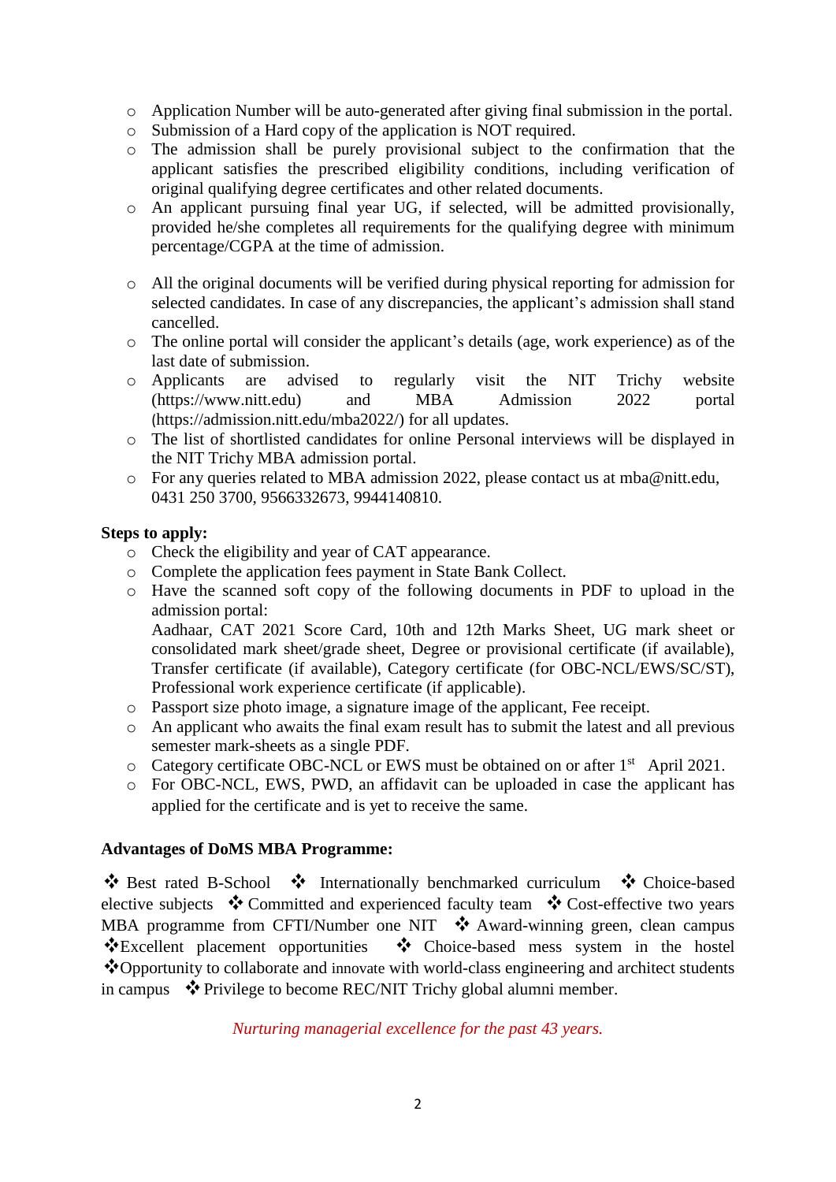- Application Number will be auto-generated after giving final submission in the portal.
- Submission of a Hard copy of the application is NOT required.
- The admission shall be purely provisional subject to the confirmation that the applicant satisfies the prescribed eligibility conditions, including verification of original qualifying degree certificates and other related documents.
- An applicant pursuing final year UG, if selected, will be admitted provisionally, provided he/she completes all requirements for the qualifying degree with minimum percentage/CGPA at the time of admission.
- All the original documents will be verified during physical reporting for admission for selected candidates. In case of any discrepancies, the applicant's admission shall stand cancelled.
- The online portal will consider the applicant's details (age, work experience) as of the last date of submission.
- Applicants are advised to regularly visit the NIT Trichy website (https://www.nitt.edu) and MBA Admission 2022 portal (https://admission.nitt.edu/mba2022/) for all updates.
- The list of shortlisted candidates for online Personal interviews will be displayed in the NIT Trichy MBA admission portal.
- For any queries related to MBA admission 2022, please contact us at mba@nitt.edu, 0431 250 3700, 9566332673, 9944140810.

**Steps to apply:**

- Check the eligibility and year of CAT appearance.
- Complete the application fees payment in State Bank Collect.
- Have the scanned soft copy of the following documents in PDF to upload in the admission portal:
  Aadhaar, CAT 2021 Score Card, 10th and 12th Marks Sheet, UG mark sheet or consolidated mark sheet/grade sheet, Degree or provisional certificate (if available), Transfer certificate (if available), Category certificate (for OBC-NCL/EWS/SC/ST), Professional work experience certificate (if applicable).
- Passport size photo image, a signature image of the applicant, Fee receipt.
- An applicant who awaits the final exam result has to submit the latest and all previous semester mark-sheets as a single PDF.
- Category certificate OBC-NCL or EWS must be obtained on or after 1st April 2021.
- For OBC-NCL, EWS, PWD, an affidavit can be uploaded in case the applicant has applied for the certificate and is yet to receive the same.

**Advantages of DoMS MBA Programme:**

❖ Best rated B-School ❖ Internationally benchmarked curriculum ❖ Choice-based elective subjects ❖ Committed and experienced faculty team ❖ Cost-effective two years MBA programme from CFTI/Number one NIT ❖ Award-winning green, clean campus ❖ Excellent placement opportunities ❖ Choice-based mess system in the hostel ❖ Opportunity to collaborate and innovate with world-class engineering and architect students in campus ❖ Privilege to become REC/NIT Trichy global alumni member.

*Nurturing managerial excellence for the past 43 years.*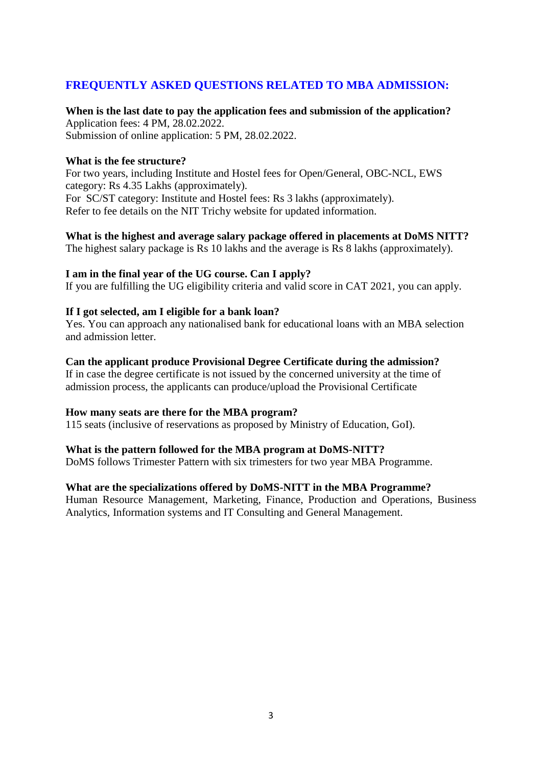## FREQUENTLY ASKED QUESTIONS RELATED TO MBA ADMISSION:

**When is the last date to pay the application fees and submission of the application?**
Application fees: 4 PM, 28.02.2022.
Submission of online application: 5 PM, 28.02.2022.

**What is the fee structure?**
For two years, including Institute and Hostel fees for Open/General, OBC-NCL, EWS category: Rs 4.35 Lakhs (approximately).
For SC/ST category: Institute and Hostel fees: Rs 3 lakhs (approximately).
Refer to fee details on the NIT Trichy website for updated information.

**What is the highest and average salary package offered in placements at DoMS NITT?**
The highest salary package is Rs 10 lakhs and the average is Rs 8 lakhs (approximately).

**I am in the final year of the UG course. Can I apply?**
If you are fulfilling the UG eligibility criteria and valid score in CAT 2021, you can apply.

**If I got selected, am I eligible for a bank loan?**
Yes. You can approach any nationalised bank for educational loans with an MBA selection and admission letter.

**Can the applicant produce Provisional Degree Certificate during the admission?**
If in case the degree certificate is not issued by the concerned university at the time of admission process, the applicants can produce/upload the Provisional Certificate

**How many seats are there for the MBA program?**
115 seats (inclusive of reservations as proposed by Ministry of Education, GoI).

**What is the pattern followed for the MBA program at DoMS-NITT?**
DoMS follows Trimester Pattern with six trimesters for two year MBA Programme.

**What are the specializations offered by DoMS-NITT in the MBA Programme?**
Human Resource Management, Marketing, Finance, Production and Operations, Business Analytics, Information systems and IT Consulting and General Management.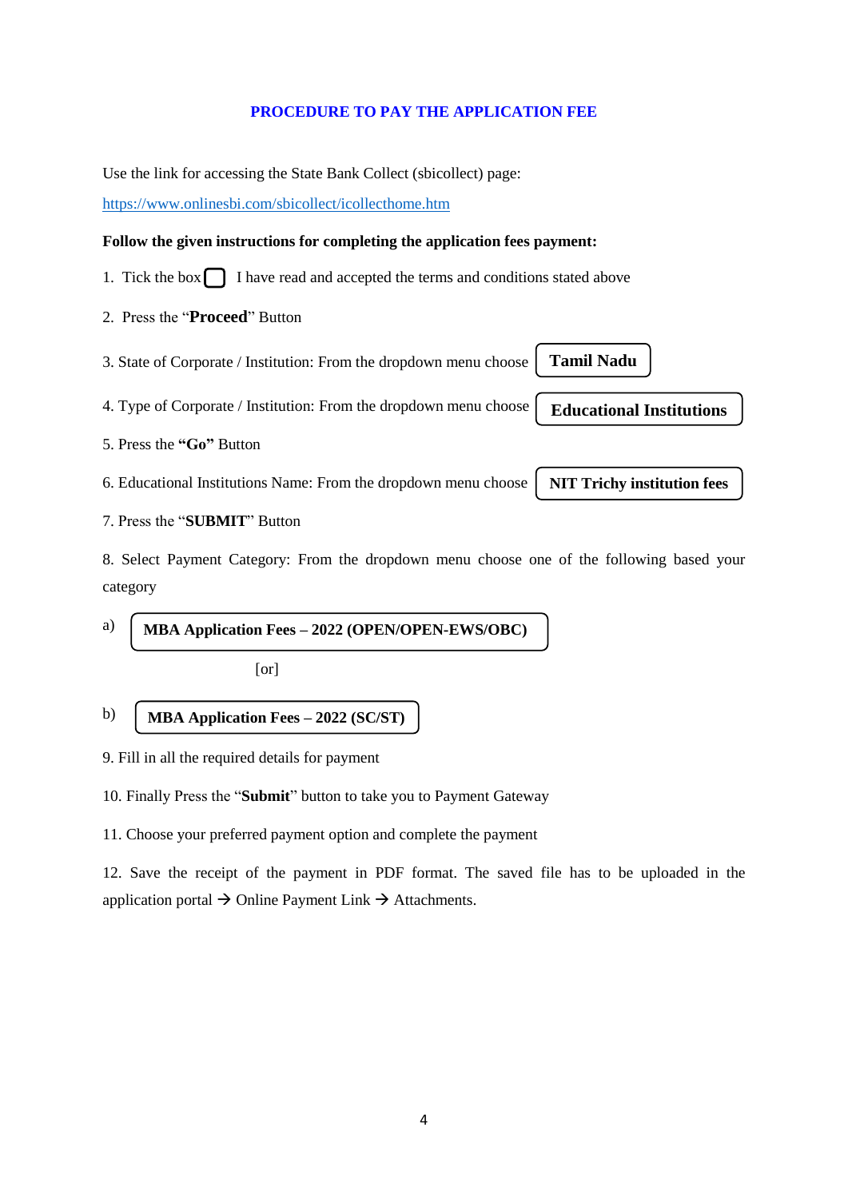## PROCEDURE TO PAY THE APPLICATION FEE

Use the link for accessing the State Bank Collect (sbicollect) page:

https://www.onlinesbi.com/sbicollect/icollecthome.htm

**Follow the given instructions for completing the application fees payment:**

1. Tick the box ☐ I have read and accepted the terms and conditions stated above
2. Press the "**Proceed**" Button
3. State of Corporate / Institution: From the dropdown menu choose **Tamil Nadu**
4. Type of Corporate / Institution: From the dropdown menu choose **Educational Institutions**
5. Press the **"Go"** Button
6. Educational Institutions Name: From the dropdown menu choose **NIT Trichy institution fees**
7. Press the "**SUBMIT**" Button
8. Select Payment Category: From the dropdown menu choose one of the following based your category

a) **MBA Application Fees – 2022 (OPEN/OPEN-EWS/OBC)**

[or]

b) **MBA Application Fees – 2022 (SC/ST)**

9. Fill in all the required details for payment
10. Finally Press the "**Submit**" button to take you to Payment Gateway
11. Choose your preferred payment option and complete the payment
12. Save the receipt of the payment in PDF format. The saved file has to be uploaded in the application portal → Online Payment Link → Attachments.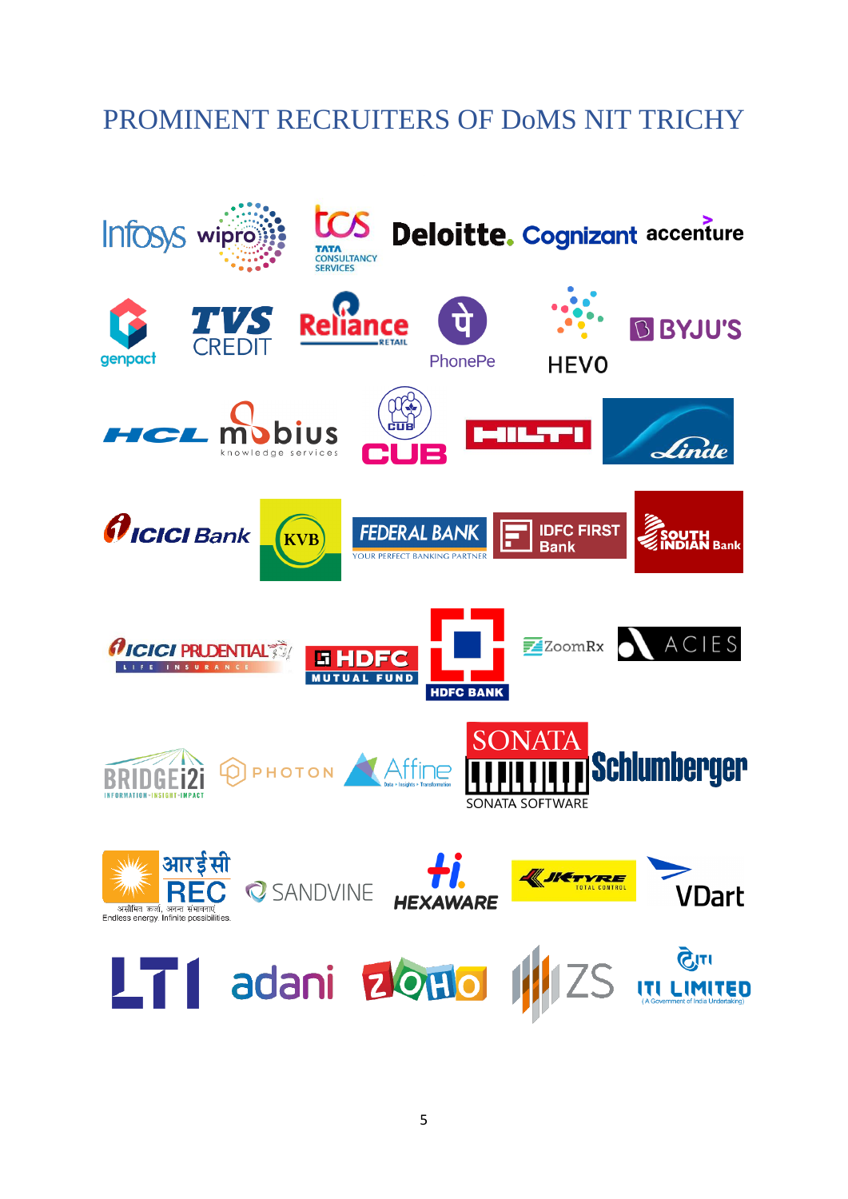# PROMINENT RECRUITERS OF DoMS NIT TRICHY

Infosys, wipro, tcs TATA CONSULTANCY SERVICES, Deloitte., Cognizant, accenture

genpact, TVS CREDIT, Reliance RETAIL, PhonePe, HEVO, BYJU'S

HCL, mobius knowledge services, CUB, HILTI, Linde

ICICI Bank, KVB, FEDERAL BANK YOUR PERFECT BANKING PARTNER, IDFC FIRST Bank, SOUTH INDIAN Bank

ICICI PRUDENTIAL LIFE INSURANCE, HDFC MUTUAL FUND, HDFC BANK, ZoomRx, ACIES

BRIDGEi2i INFORMATION-INSIGHT-IMPACT, PHOTON, Affine Data • Insights • Transformation, SONATA SONATA SOFTWARE, Schlumberger

आरईसी REC असीमित ऊर्जा, अनन्त संभावनाएं Endless energy. Infinite possibilities., SANDVINE, HEXAWARE, JK TYRE TOTAL CONTROL, VDart

LTI, adani, ZOHO, ZS, ITI LIMITED (A Government of India Undertaking)